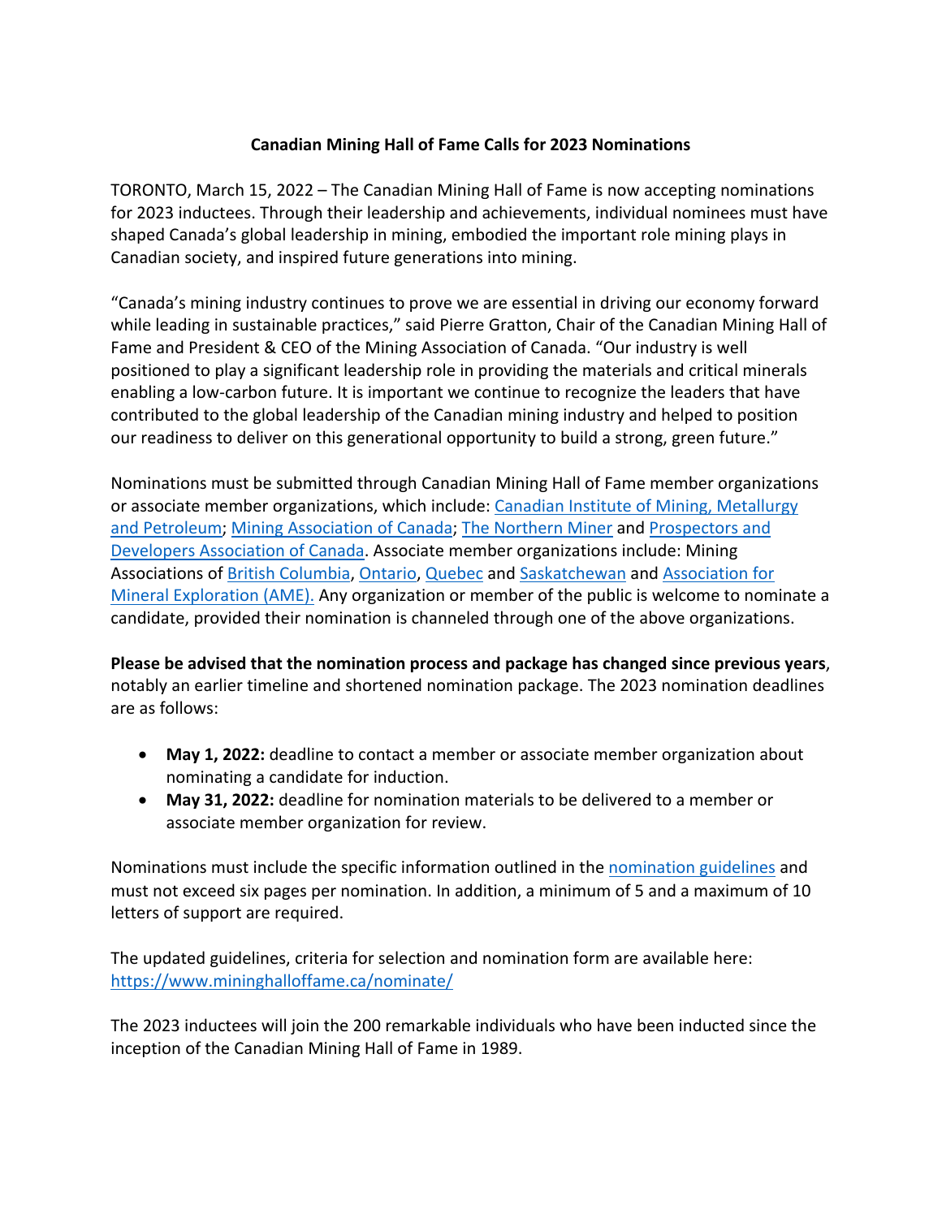**Canadian Mining Hall of Fame Calls for 2023 Nominations**

TORONTO, March 15, 2022 – The Canadian Mining Hall of Fame is now accepting nominations for 2023 inductees. Through their leadership and achievements, individual nominees must have shaped Canada's global leadership in mining, embodied the important role mining plays in Canadian society, and inspired future generations into mining.

"Canada's mining industry continues to prove we are essential in driving our economy forward while leading in sustainable practices," said Pierre Gratton, Chair of the Canadian Mining Hall of Fame and President & CEO of the Mining Association of Canada. "Our industry is well positioned to play a significant leadership role in providing the materials and critical minerals enabling a low-carbon future. It is important we continue to recognize the leaders that have contributed to the global leadership of the Canadian mining industry and helped to position our readiness to deliver on this generational opportunity to build a strong, green future."

Nominations must be submitted through Canadian Mining Hall of Fame member organizations or associate member organizations, which include: Canadian Institute of Mining, Metallurgy and Petroleum; Mining Association of Canada; The Northern Miner and Prospectors and Developers Association of Canada. Associate member organizations include: Mining Associations of British Columbia, Ontario, Quebec and Saskatchewan and Association for Mineral Exploration (AME). Any organization or member of the public is welcome to nominate a candidate, provided their nomination is channeled through one of the above organizations.

**Please be advised that the nomination process and package has changed since previous years**, notably an earlier timeline and shortened nomination package. The 2023 nomination deadlines are as follows:

- **May 1, 2022:** deadline to contact a member or associate member organization about nominating a candidate for induction.
- **May 31, 2022:** deadline for nomination materials to be delivered to a member or associate member organization for review.

Nominations must include the specific information outlined in the nomination guidelines and must not exceed six pages per nomination. In addition, a minimum of 5 and a maximum of 10 letters of support are required.

The updated guidelines, criteria for selection and nomination form are available here: https://www.mininghalloffame.ca/nominate/

The 2023 inductees will join the 200 remarkable individuals who have been inducted since the inception of the Canadian Mining Hall of Fame in 1989.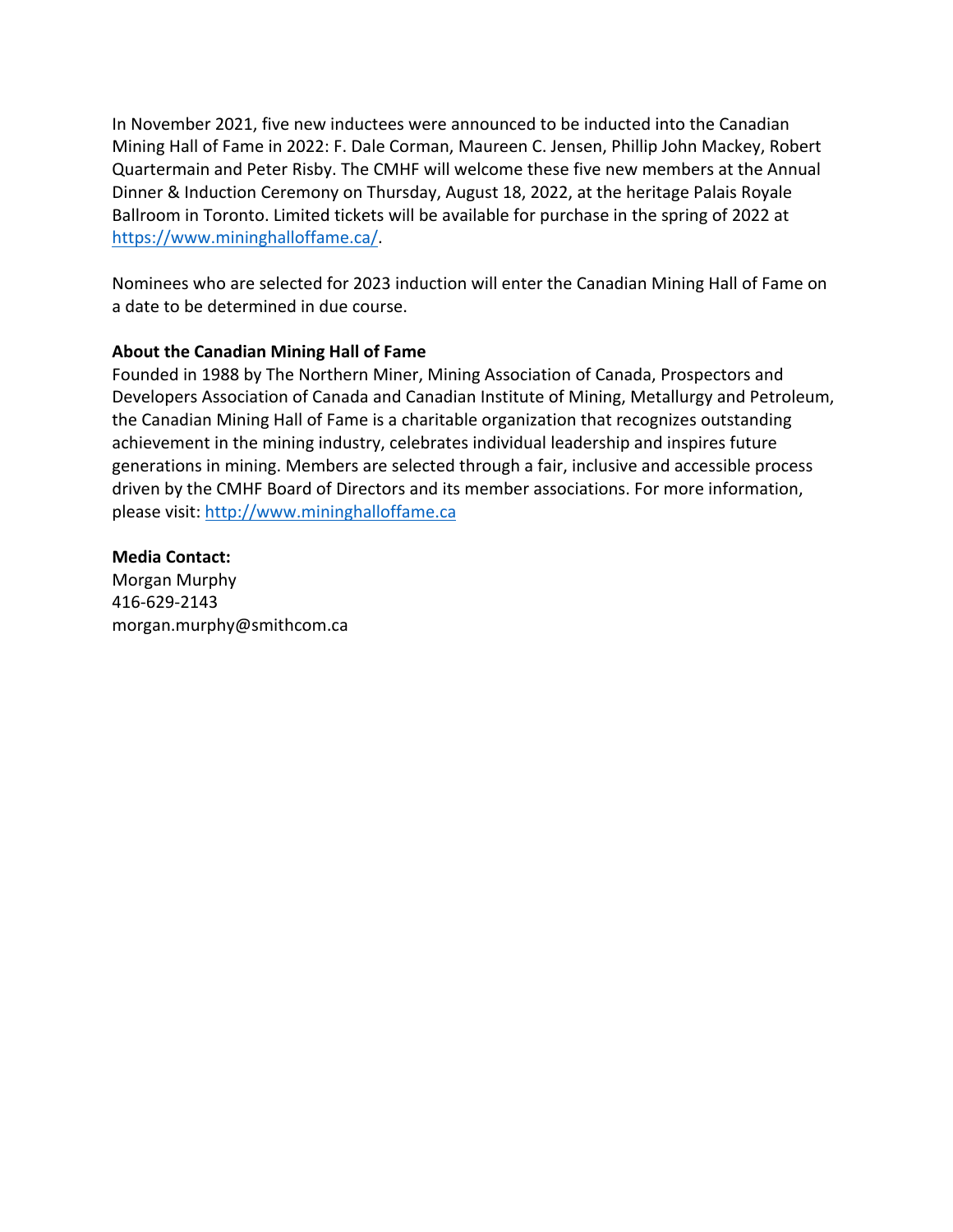In November 2021, five new inductees were announced to be inducted into the Canadian Mining Hall of Fame in 2022: F. Dale Corman, Maureen C. Jensen, Phillip John Mackey, Robert Quartermain and Peter Risby. The CMHF will welcome these five new members at the Annual Dinner & Induction Ceremony on Thursday, August 18, 2022, at the heritage Palais Royale Ballroom in Toronto. Limited tickets will be available for purchase in the spring of 2022 at [https://www.mininghalloffame.ca/](https://www.mininghalloffame.ca/).

Nominees who are selected for 2023 induction will enter the Canadian Mining Hall of Fame on a date to be determined in due course.

**About the Canadian Mining Hall of Fame**

Founded in 1988 by The Northern Miner, Mining Association of Canada, Prospectors and Developers Association of Canada and Canadian Institute of Mining, Metallurgy and Petroleum, the Canadian Mining Hall of Fame is a charitable organization that recognizes outstanding achievement in the mining industry, celebrates individual leadership and inspires future generations in mining. Members are selected through a fair, inclusive and accessible process driven by the CMHF Board of Directors and its member associations. For more information, please visit: [http://www.mininghalloffame.ca](http://www.mininghalloffame.ca)

**Media Contact:**

Morgan Murphy
416-629-2143
morgan.murphy@smithcom.ca